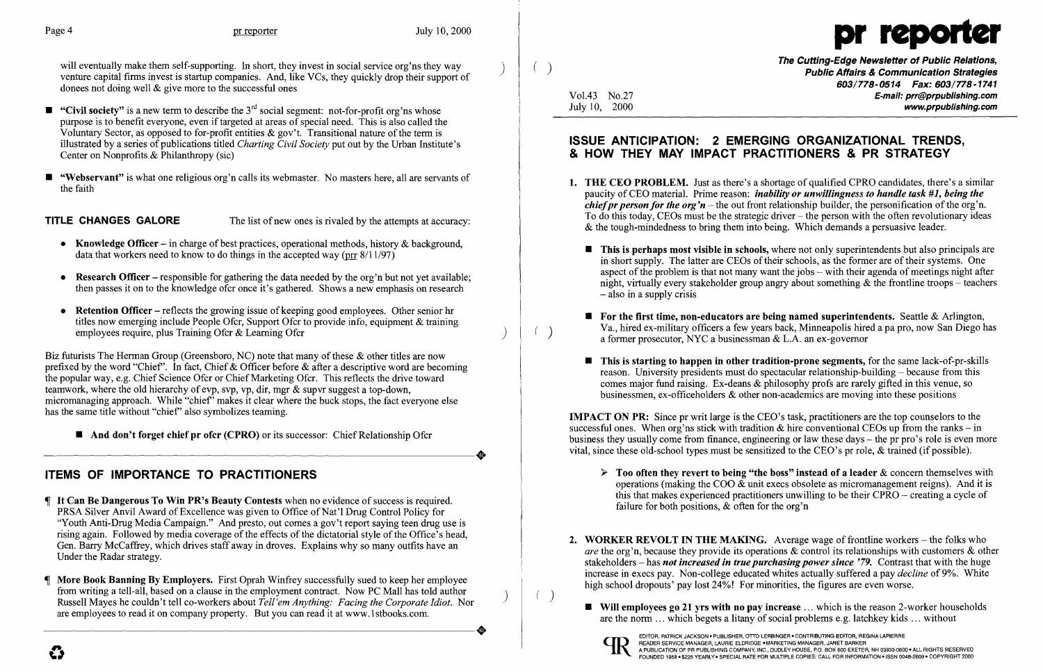will eventually make them self-supporting. In short, they invest in social service org'ns they way venture capital firms invest is startup companies. And, like VCs, they quickly drop their support of donees not doing well & give more to the successful ones

- **"Civil society"** is a new term to describe the 3rd social segment: not-for-profit org'ns whose purpose is to benefit everyone, even if targeted at areas of special need. This is also called the Voluntary Sector, as opposed to for-profit entities & gov't. Transitional nature of the term is illustrated by a series of publications titled *Charting Civil Society* put out by the Urban Institute's Center on Nonprofits & Philanthropy (sic)
- **"Webservant"** is what one religious org'n calls its webmaster. No masters here, all are servants of the faith

**TITLE CHANGES GALORE** The list of new ones is rivaled by the attempts at accuracy:

- **Knowledge Officer** – in charge of best practices, operational methods, history & background, data that workers need to know to do things in the accepted way (prr 8/11/97)
- **Research Officer** – responsible for gathering the data needed by the org'n but not yet available; then passes it on to the knowledge ofcr once it's gathered. Shows a new emphasis on research
- **Retention Officer** – reflects the growing issue of keeping good employees. Other senior hr titles now emerging include People Ofcr, Support Ofcr to provide info, equipment & training employees require, plus Training Ofcr & Learning Ofcr

Biz futurists The Herman Group (Greensboro, NC) note that many of these & other titles are now prefixed by the word "Chief". In fact, Chief & Officer before & after a descriptive word are becoming the popular way, e.g. Chief Science Ofcr or Chief Marketing Ofcr. This reflects the drive toward teamwork, where the old hierarchy of evp, svp, vp, dir, mgr & supvr suggest a top-down, micromanaging approach. While "chief" makes it clear where the buck stops, the fact everyone else has the same title without "chief" also symbolizes teaming.

- **And don't forget chief pr ofcr (CPRO)** or its successor: Chief Relationship Ofcr

## ITEMS OF IMPORTANCE TO PRACTITIONERS

¶ **It Can Be Dangerous To Win PR's Beauty Contests** when no evidence of success is required. PRSA Silver Anvil Award of Excellence was given to Office of Nat'l Drug Control Policy for "Youth Anti-Drug Media Campaign." And presto, out comes a gov't report saying teen drug use is rising again. Followed by media coverage of the effects of the dictatorial style of the Office's head, Gen. Barry McCaffrey, which drives staff away in droves. Explains why so many outfits have an Under the Radar strategy.

¶ **More Book Banning By Employers.** First Oprah Winfrey successfully sued to keep her employee from writing a tell-all, based on a clause in the employment contract. Now PC Mall has told author Russell Mayes he couldn't tell co-workers about *Tell'em Anything: Facing the Corporate Idiot.* Nor are employees to read it on company property. But you can read it at www.1stbooks.com.

# pr reporter

**The Cutting-Edge Newsletter of Public Relations, Public Affairs & Communication Strategies**
**603/778-0514 Fax: 603/778-1741**
**E-mail: prr@prpublishing.com**
**www.prpublishing.com**

Vol.43 No.27
July 10, 2000

## ISSUE ANTICIPATION: 2 EMERGING ORGANIZATIONAL TRENDS, & HOW THEY MAY IMPACT PRACTITIONERS & PR STRATEGY

1. **THE CEO PROBLEM.** Just as there's a shortage of qualified CPRO candidates, there's a similar paucity of CEO material. Prime reason: ***inability or unwillingness to handle task #1, being the chief pr person for the org'n*** – the out front relationship builder, the personification of the org'n. To do this today, CEOs must be the strategic driver – the person with the often revolutionary ideas & the tough-mindedness to bring them into being. Which demands a persuasive leader.

   - **This is perhaps most visible in schools,** where not only superintendents but also principals are in short supply. The latter are CEOs of their schools, as the former are of their systems. One aspect of the problem is that not many want the jobs – with their agenda of meetings night after night, virtually every stakeholder group angry about something & the frontline troops – teachers – also in a supply crisis
   - **For the first time, non-educators are being named superintendents.** Seattle & Arlington, Va., hired ex-military officers a few years back, Minneapolis hired a pa pro, now San Diego has a former prosecutor, NYC a businessman & L.A. an ex-governor
   - **This is starting to happen in other tradition-prone segments,** for the same lack-of-pr-skills reason. University presidents must do spectacular relationship-building – because from this comes major fund raising. Ex-deans & philosophy profs are rarely gifted in this venue, so businessmen, ex-officeholders & other non-academics are moving into these positions

**IMPACT ON PR:** Since pr writ large is the CEO's task, practitioners are the top counselors to the successful ones. When org'ns stick with tradition & hire conventional CEOs up from the ranks – in business they usually come from finance, engineering or law these days – the pr pro's role is even more vital, since these old-school types must be sensitized to the CEO's pr role, & trained (if possible).

> - **Too often they revert to being "the boss" instead of a leader** & concern themselves with operations (making the COO & unit execs obsolete as micromanagement reigns). And it is this that makes experienced practitioners unwilling to be their CPRO – creating a cycle of failure for both positions, & often for the org'n

2. **WORKER REVOLT IN THE MAKING.** Average wage of frontline workers – the folks who *are* the org'n, because they provide its operations & control its relationships with customers & other stakeholders – has ***not increased in true purchasing power since '79.*** Contrast that with the huge increase in execs pay. Non-college educated whites actually suffered a pay *decline* of 9%. White high school dropouts' pay lost 24%! For minorities, the figures are even worse.

   - **Will employees go 21 yrs with no pay increase** ... which is the reason 2-worker households are the norm ... which begets a litany of social problems e.g. latchkey kids ... without

EDITOR, PATRICK JACKSON • PUBLISHER, OTTO LERBINGER • CONTRIBUTING EDITOR, REGINA LAPIERRE
READER SERVICE MANAGER, LAURIE ELDRIDGE • MARKETING MANAGER, JANET BARKER
A PUBLICATION OF PR PUBLISHING COMPANY, INC., DUDLEY HOUSE, P.O. BOX 600 EXETER, NH 03833-0600 • ALL RIGHTS RESERVED
FOUNDED 1958 • $225 YEARLY • SPECIAL RATE FOR MULTIPLE COPIES: CALL FOR INFORMATION • ISSN 0048-2609 • COPYRIGHT 2000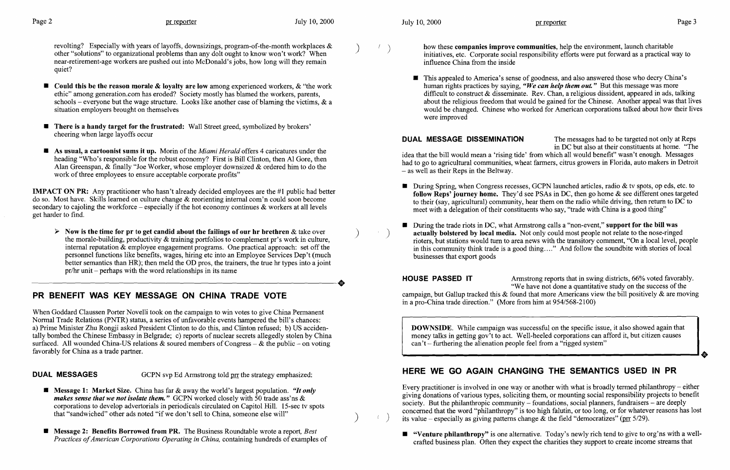revolting? Especially with years of layoffs, downsizings, program-of-the-month workplaces & other "solutions" to organizational problems than any dolt ought to know won't work? When near-retirement-age workers are pushed out into McDonald's jobs, how long will they remain quiet?

- **Could this be the reason morale & loyalty are low** among experienced workers, & "the work ethic" among generation.com has eroded? Society mostly has blamed the workers, parents, schools – everyone but the wage structure. Looks like another case of blaming the victims, & a situation employers brought on themselves
- **There is a handy target for the frustrated:** Wall Street greed, symbolized by brokers' cheering when large layoffs occur
- **As usual, a cartoonist sums it up.** Morin of the *Miami Herald* offers 4 caricatures under the heading "Who's responsible for the robust economy? First is Bill Clinton, then Al Gore, then Alan Greenspan, & finally "Joe Worker, whose employer downsized & ordered him to do the work of three employees to ensure acceptable corporate profits"

**IMPACT ON PR:** Any practitioner who hasn't already decided employees are the #1 public had better do so. Most have. Skills learned on culture change & reorienting internal com'n could soon become secondary to cajoling the workforce – especially if the hot economy continues & workers at all levels get harder to find.

> ➢ **Now is the time for pr to get candid about the failings of our hr brethren** & take over the morale-building, productivity & training portfolios to complement pr's work in culture, internal reputation & employee engagement programs. One practical approach: set off the personnel functions like benefits, wages, hiring etc into an Employee Services Dep't (much better semantics than HR); then meld the OD pros, the trainers, the true hr types into a joint pr/hr unit – perhaps with the word relationships in its name

## PR BENEFIT WAS KEY MESSAGE ON CHINA TRADE VOTE

When Goddard Claussen Porter Novelli took on the campaign to win votes to give China Permanent Normal Trade Relations (PNTR) status, a series of unfavorable events hampered the bill's chances: a) Prime Minister Zhu Rongji asked President Clinton to do this, and Clinton refused; b) US accidentally bombed the Chinese Embassy in Belgrade; c) reports of nuclear secrets allegedly stolen by China surfaced. All wounded China-US relations & soured members of Congress – & the public – on voting favorably for China as a trade partner.

**DUAL MESSAGES** GCPN svp Ed Armstrong told prr the strategy emphasized:

- **Message 1: Market Size.** China has far & away the world's largest population. ***"It only makes sense that we not isolate them."*** GCPN worked closely with 50 trade ass'ns & corporations to develop advertorials in periodicals circulated on Capitol Hill. 15-sec tv spots that "sandwiched" other ads noted "if we don't sell to China, someone else will"
- **Message 2: Benefits Borrowed from PR.** The Business Roundtable wrote a report, *Best Practices of American Corporations Operating in China,* containing hundreds of examples of how these **companies improve communities**, help the environment, launch charitable initiatives, etc. Corporate social responsibility efforts were put forward as a practical way to influence China from the inside
- This appealed to America's sense of goodness, and also answered those who decry China's human rights practices by saying, ***"We can help them out."*** But this message was more difficult to construct & disseminate. Rev. Chan, a religious dissident, appeared in ads, talking about the religious freedom that would be gained for the Chinese. Another appeal was that lives would be changed. Chinese who worked for American corporations talked about how their lives were improved

**DUAL MESSAGE DISSEMINATION** The messages had to be targeted not only at Reps in DC but also at their constituents at home. "The idea that the bill would mean a 'rising tide' from which all would benefit" wasn't enough. Messages had to go to agricultural communities, wheat farmers, citrus growers in Florida, auto makers in Detroit – as well as their Reps in the Beltway.

- During Spring, when Congress recesses, GCPN launched articles, radio & tv spots, op eds, etc. to **follow Reps' journey home.** They'd see PSAs in DC, then go home & see different ones targeted to their (say, agricultural) community, hear them on the radio while driving, then return to DC to meet with a delegation of their constituents who say, "trade with China is a good thing"
- During the trade riots in DC, what Armstrong calls a "non-event," **support for the bill was actually bolstered by local media.** Not only could most people not relate to the nose-ringed rioters, but stations would turn to area news with the transitory comment, "On a local level, people in this community think trade is a good thing...." And follow the soundbite with stories of local businesses that export goods

**HOUSE PASSED IT** Armstrong reports that in swing districts, 66% voted favorably. "We have not done a quantitative study on the success of the campaign, but Gallup tracked this & found that more Americans view the bill positively & are moving in a pro-China trade direction." (More from him at 954/568-2100)

**DOWNSIDE.** While campaign was successful on the specific issue, it also showed again that money talks in getting gov't to act. Well-heeled corporations can afford it, but citizen causes can't – furthering the alienation people feel from a "rigged system"

## HERE WE GO AGAIN CHANGING THE SEMANTICS USED IN PR

Every practitioner is involved in one way or another with what is broadly termed philanthropy – either giving donations of various types, soliciting them, or mounting social responsibility projects to benefit society. But the philanthropic community – foundations, social planners, fundraisers – are deeply concerned that the word "philanthropy" is too high falutin, or too long, or for whatever reasons has lost its value – especially as giving patterns change & the field "democratizes" (prr 5/29).

- **"Venture philanthropy"** is one alternative. Today's newly rich tend to give to org'ns with a well-crafted business plan. Often they expect the charities they support to create income streams that